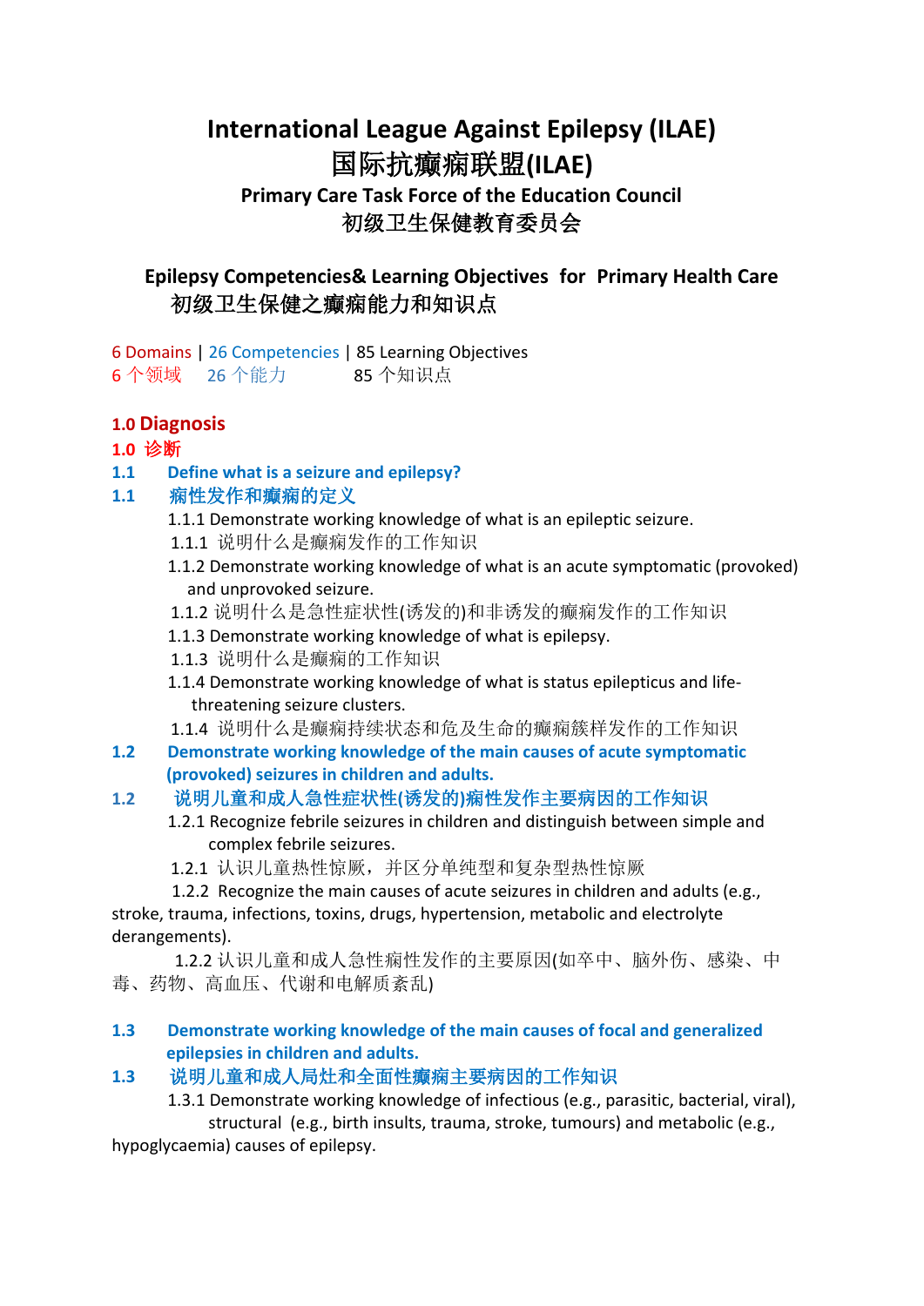# International League Against Epilepsy (ILAE)
# 国际抗癫痫联盟(ILAE)

**Primary Care Task Force of the Education Council**
**初级卫生保健教育委员会**

## Epilepsy Competencies& Learning Objectives for Primary Health Care
## 初级卫生保健之癫痫能力和知识点

6 Domains | 26 Competencies | 85 Learning Objectives
6 个领域 26 个能力 85 个知识点

## 1.0 Diagnosis
## 1.0 诊断

### 1.1 Define what is a seizure and epilepsy?
### 1.1 痫性发作和癫痫的定义

1.1.1 Demonstrate working knowledge of what is an epileptic seizure.
1.1.1 说明什么是癫痫发作的工作知识

1.1.2 Demonstrate working knowledge of what is an acute symptomatic (provoked) and unprovoked seizure.
1.1.2 说明什么是急性症状性(诱发的)和非诱发的癫痫发作的工作知识

1.1.3 Demonstrate working knowledge of what is epilepsy.
1.1.3 说明什么是癫痫的工作知识

1.1.4 Demonstrate working knowledge of what is status epilepticus and life-threatening seizure clusters.
1.1.4 说明什么是癫痫持续状态和危及生命的癫痫簇样发作的工作知识

### 1.2 Demonstrate working knowledge of the main causes of acute symptomatic (provoked) seizures in children and adults.
### 1.2 说明儿童和成人急性症状性(诱发的)痫性发作主要病因的工作知识

1.2.1 Recognize febrile seizures in children and distinguish between simple and complex febrile seizures.
1.2.1 认识儿童热性惊厥，并区分单纯型和复杂型热性惊厥

1.2.2 Recognize the main causes of acute seizures in children and adults (e.g., stroke, trauma, infections, toxins, drugs, hypertension, metabolic and electrolyte derangements).
1.2.2 认识儿童和成人急性痫性发作的主要原因(如卒中、脑外伤、感染、中毒、药物、高血压、代谢和电解质紊乱)

### 1.3 Demonstrate working knowledge of the main causes of focal and generalized epilepsies in children and adults.
### 1.3 说明儿童和成人局灶和全面性癫痫主要病因的工作知识

1.3.1 Demonstrate working knowledge of infectious (e.g., parasitic, bacterial, viral), structural (e.g., birth insults, trauma, stroke, tumours) and metabolic (e.g., hypoglycaemia) causes of epilepsy.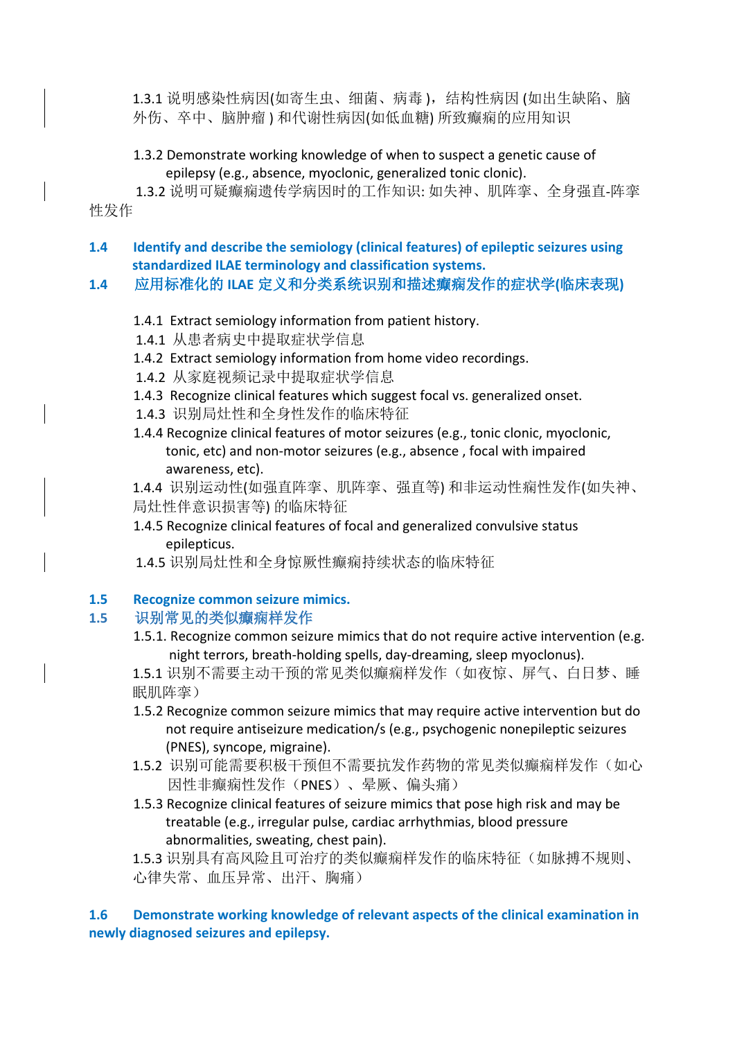1.3.1 说明感染性病因(如寄生虫、细菌、病毒)，结构性病因 (如出生缺陷、脑外伤、卒中、脑肿瘤 ) 和代谢性病因(如低血糖) 所致癫痫的应用知识

1.3.2 Demonstrate working knowledge of when to suspect a genetic cause of epilepsy (e.g., absence, myoclonic, generalized tonic clonic).

1.3.2 说明可疑癫痫遗传学病因时的工作知识: 如失神、肌阵挛、全身强直-阵挛性发作

## 1.4 Identify and describe the semiology (clinical features) of epileptic seizures using standardized ILAE terminology and classification systems.

## 1.4 应用标准化的 ILAE 定义和分类系统识别和描述癫痫发作的症状学(临床表现)

1.4.1 Extract semiology information from patient history.

1.4.1 从患者病史中提取症状学信息

1.4.2 Extract semiology information from home video recordings.

1.4.2 从家庭视频记录中提取症状学信息

1.4.3 Recognize clinical features which suggest focal vs. generalized onset.

1.4.3 识别局灶性和全身性发作的临床特征

1.4.4 Recognize clinical features of motor seizures (e.g., tonic clonic, myoclonic, tonic, etc) and non-motor seizures (e.g., absence , focal with impaired awareness, etc).

1.4.4 识别运动性(如强直阵挛、肌阵挛、强直等) 和非运动性痫性发作(如失神、局灶性伴意识损害等) 的临床特征

1.4.5 Recognize clinical features of focal and generalized convulsive status epilepticus.

1.4.5 识别局灶性和全身惊厥性癫痫持续状态的临床特征

## 1.5 Recognize common seizure mimics.

## 1.5 识别常见的类似癫痫样发作

1.5.1. Recognize common seizure mimics that do not require active intervention (e.g. night terrors, breath-holding spells, day-dreaming, sleep myoclonus).

1.5.1 识别不需要主动干预的常见类似癫痫样发作（如夜惊、屏气、白日梦、睡眠肌阵挛）

1.5.2 Recognize common seizure mimics that may require active intervention but do not require antiseizure medication/s (e.g., psychogenic nonepileptic seizures (PNES), syncope, migraine).

1.5.2 识别可能需要积极干预但不需要抗发作药物的常见类似癫痫样发作（如心因性非癫痫性发作（PNES）、晕厥、偏头痛）

1.5.3 Recognize clinical features of seizure mimics that pose high risk and may be treatable (e.g., irregular pulse, cardiac arrhythmias, blood pressure abnormalities, sweating, chest pain).

1.5.3 识别具有高风险且可治疗的类似癫痫样发作的临床特征（如脉搏不规则、心律失常、血压异常、出汗、胸痛）

## 1.6 Demonstrate working knowledge of relevant aspects of the clinical examination in newly diagnosed seizures and epilepsy.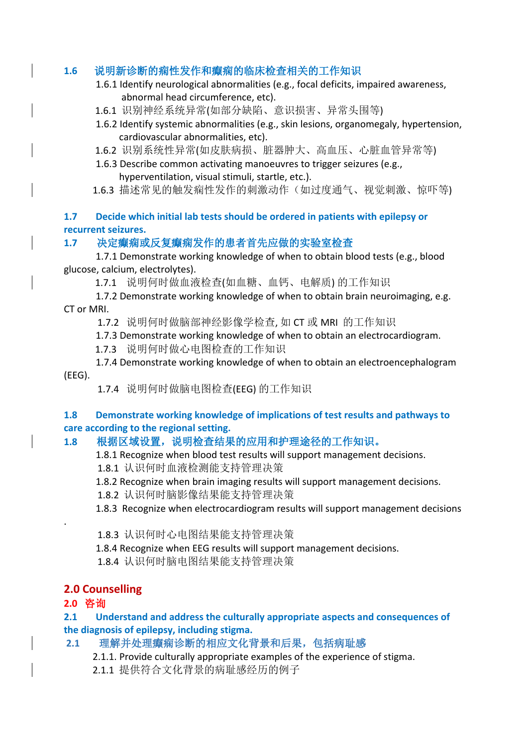**1.6 说明新诊断的痫性发作和癫痫的临床检查相关的工作知识**

1.6.1 Identify neurological abnormalities (e.g., focal deficits, impaired awareness, abnormal head circumference, etc).

1.6.1 识别神经系统异常(如部分缺陷、意识损害、异常头围等)

1.6.2 Identify systemic abnormalities (e.g., skin lesions, organomegaly, hypertension, cardiovascular abnormalities, etc).

1.6.2 识别系统性异常(如皮肤病损、脏器肿大、高血压、心脏血管异常等)

1.6.3 Describe common activating manoeuvres to trigger seizures (e.g., hyperventilation, visual stimuli, startle, etc.).

1.6.3 描述常见的触发痫性发作的刺激动作（如过度通气、视觉刺激、惊吓等)

**1.7 Decide which initial lab tests should be ordered in patients with epilepsy or recurrent seizures.**

**1.7 决定癫痫或反复癫痫发作的患者首先应做的实验室检查**

1.7.1 Demonstrate working knowledge of when to obtain blood tests (e.g., blood glucose, calcium, electrolytes).

1.7.1 说明何时做血液检查(如血糖、血钙、电解质) 的工作知识

1.7.2 Demonstrate working knowledge of when to obtain brain neuroimaging, e.g. CT or MRI.

1.7.2 说明何时做脑部神经影像学检查, 如 CT 或 MRI 的工作知识

1.7.3 Demonstrate working knowledge of when to obtain an electrocardiogram.

1.7.3 说明何时做心电图检查的工作知识

1.7.4 Demonstrate working knowledge of when to obtain an electroencephalogram (EEG).

1.7.4 说明何时做脑电图检查(EEG) 的工作知识

**1.8 Demonstrate working knowledge of implications of test results and pathways to care according to the regional setting.**

**1.8 根据区域设置，说明检查结果的应用和护理途径的工作知识。**

1.8.1 Recognize when blood test results will support management decisions.

1.8.1 认识何时血液检测能支持管理决策

1.8.2 Recognize when brain imaging results will support management decisions.

1.8.2 认识何时脑影像结果能支持管理决策

1.8.3 Recognize when electrocardiogram results will support management decisions.

1.8.3 认识何时心电图结果能支持管理决策

1.8.4 Recognize when EEG results will support management decisions.

1.8.4 认识何时脑电图结果能支持管理决策

## 2.0 Counselling

## 2.0 咨询

**2.1 Understand and address the culturally appropriate aspects and consequences of the diagnosis of epilepsy, including stigma.**

**2.1 理解并处理癫痫诊断的相应文化背景和后果，包括病耻感**

2.1.1. Provide culturally appropriate examples of the experience of stigma.

2.1.1 提供符合文化背景的病耻感经历的例子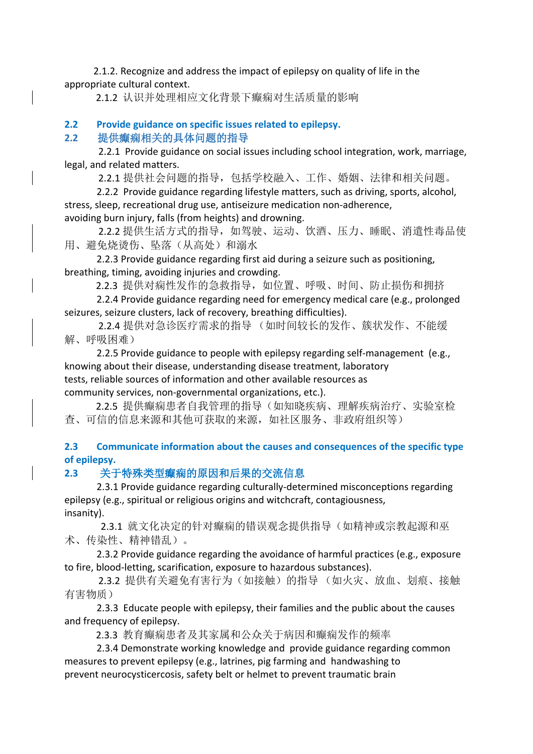2.1.2. Recognize and address the impact of epilepsy on quality of life in the appropriate cultural context.

2.1.2 认识并处理相应文化背景下癫痫对生活质量的影响

## 2.2 Provide guidance on specific issues related to epilepsy.

## 2.2 提供癫痫相关的具体问题的指导

2.2.1 Provide guidance on social issues including school integration, work, marriage, legal, and related matters.

2.2.1 提供社会问题的指导，包括学校融入、工作、婚姻、法律和相关问题。

2.2.2 Provide guidance regarding lifestyle matters, such as driving, sports, alcohol, stress, sleep, recreational drug use, antiseizure medication non-adherence, avoiding burn injury, falls (from heights) and drowning.

2.2.2 提供生活方式的指导，如驾驶、运动、饮酒、压力、睡眠、消遣性毒品使用、避免烧烫伤、坠落（从高处）和溺水

2.2.3 Provide guidance regarding first aid during a seizure such as positioning, breathing, timing, avoiding injuries and crowding.

2.2.3 提供对痫性发作的急救指导，如位置、呼吸、时间、防止损伤和拥挤

2.2.4 Provide guidance regarding need for emergency medical care (e.g., prolonged seizures, seizure clusters, lack of recovery, breathing difficulties).

2.2.4 提供对急诊医疗需求的指导 （如时间较长的发作、簇状发作、不能缓解、呼吸困难）

2.2.5 Provide guidance to people with epilepsy regarding self-management (e.g., knowing about their disease, understanding disease treatment, laboratory tests, reliable sources of information and other available resources as community services, non-governmental organizations, etc.).

2.2.5 提供癫痫患者自我管理的指导（如知晓疾病、理解疾病治疗、实验室检查、可信的信息来源和其他可获取的来源，如社区服务、非政府组织等）

## 2.3 Communicate information about the causes and consequences of the specific type of epilepsy.

## 2.3 关于特殊类型癫痫的原因和后果的交流信息

2.3.1 Provide guidance regarding culturally-determined misconceptions regarding epilepsy (e.g., spiritual or religious origins and witchcraft, contagiousness, insanity).

2.3.1 就文化决定的针对癫痫的错误观念提供指导（如精神或宗教起源和巫术、传染性、精神错乱）。

2.3.2 Provide guidance regarding the avoidance of harmful practices (e.g., exposure to fire, blood-letting, scarification, exposure to hazardous substances).

2.3.2 提供有关避免有害行为（如接触）的指导 （如火灾、放血、划痕、接触有害物质）

2.3.3 Educate people with epilepsy, their families and the public about the causes and frequency of epilepsy.

2.3.3 教育癫痫患者及其家属和公众关于病因和癫痫发作的频率

2.3.4 Demonstrate working knowledge and provide guidance regarding common measures to prevent epilepsy (e.g., latrines, pig farming and handwashing to prevent neurocysticercosis, safety belt or helmet to prevent traumatic brain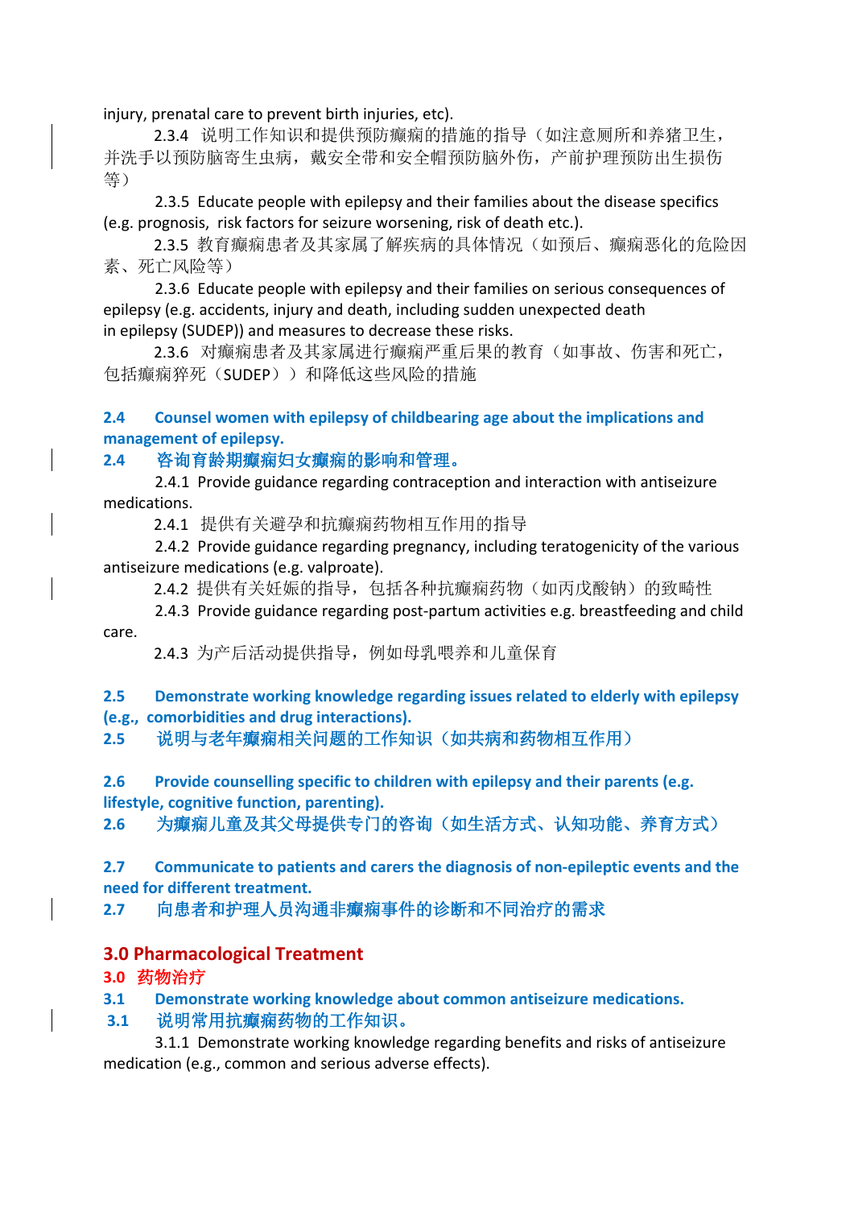injury, prenatal care to prevent birth injuries, etc).

2.3.4 说明工作知识和提供预防癫痫的措施的指导（如注意厕所和养猪卫生，并洗手以预防脑寄生虫病，戴安全带和安全帽预防脑外伤，产前护理预防出生损伤等）

2.3.5 Educate people with epilepsy and their families about the disease specifics (e.g. prognosis, risk factors for seizure worsening, risk of death etc.).

2.3.5 教育癫痫患者及其家属了解疾病的具体情况（如预后、癫痫恶化的危险因素、死亡风险等）

2.3.6 Educate people with epilepsy and their families on serious consequences of epilepsy (e.g. accidents, injury and death, including sudden unexpected death in epilepsy (SUDEP)) and measures to decrease these risks.

2.3.6 对癫痫患者及其家属进行癫痫严重后果的教育（如事故、伤害和死亡，包括癫痫猝死（SUDEP））和降低这些风险的措施

### 2.4 Counsel women with epilepsy of childbearing age about the implications and management of epilepsy.

### 2.4 咨询育龄期癫痫妇女癫痫的影响和管理。

2.4.1 Provide guidance regarding contraception and interaction with antiseizure medications.

2.4.1 提供有关避孕和抗癫痫药物相互作用的指导

2.4.2 Provide guidance regarding pregnancy, including teratogenicity of the various antiseizure medications (e.g. valproate).

2.4.2 提供有关妊娠的指导，包括各种抗癫痫药物（如丙戊酸钠）的致畸性

2.4.3 Provide guidance regarding post-partum activities e.g. breastfeeding and child care.

2.4.3 为产后活动提供指导，例如母乳喂养和儿童保育

### 2.5 Demonstrate working knowledge regarding issues related to elderly with epilepsy (e.g., comorbidities and drug interactions).

### 2.5 说明与老年癫痫相关问题的工作知识（如共病和药物相互作用）

### 2.6 Provide counselling specific to children with epilepsy and their parents (e.g. lifestyle, cognitive function, parenting).

### 2.6 为癫痫儿童及其父母提供专门的咨询（如生活方式、认知功能、养育方式）

### 2.7 Communicate to patients and carers the diagnosis of non-epileptic events and the need for different treatment.

### 2.7 向患者和护理人员沟通非癫痫事件的诊断和不同治疗的需求

## 3.0 Pharmacological Treatment

## 3.0 药物治疗

### 3.1 Demonstrate working knowledge about common antiseizure medications.

### 3.1 说明常用抗癫痫药物的工作知识。

3.1.1 Demonstrate working knowledge regarding benefits and risks of antiseizure medication (e.g., common and serious adverse effects).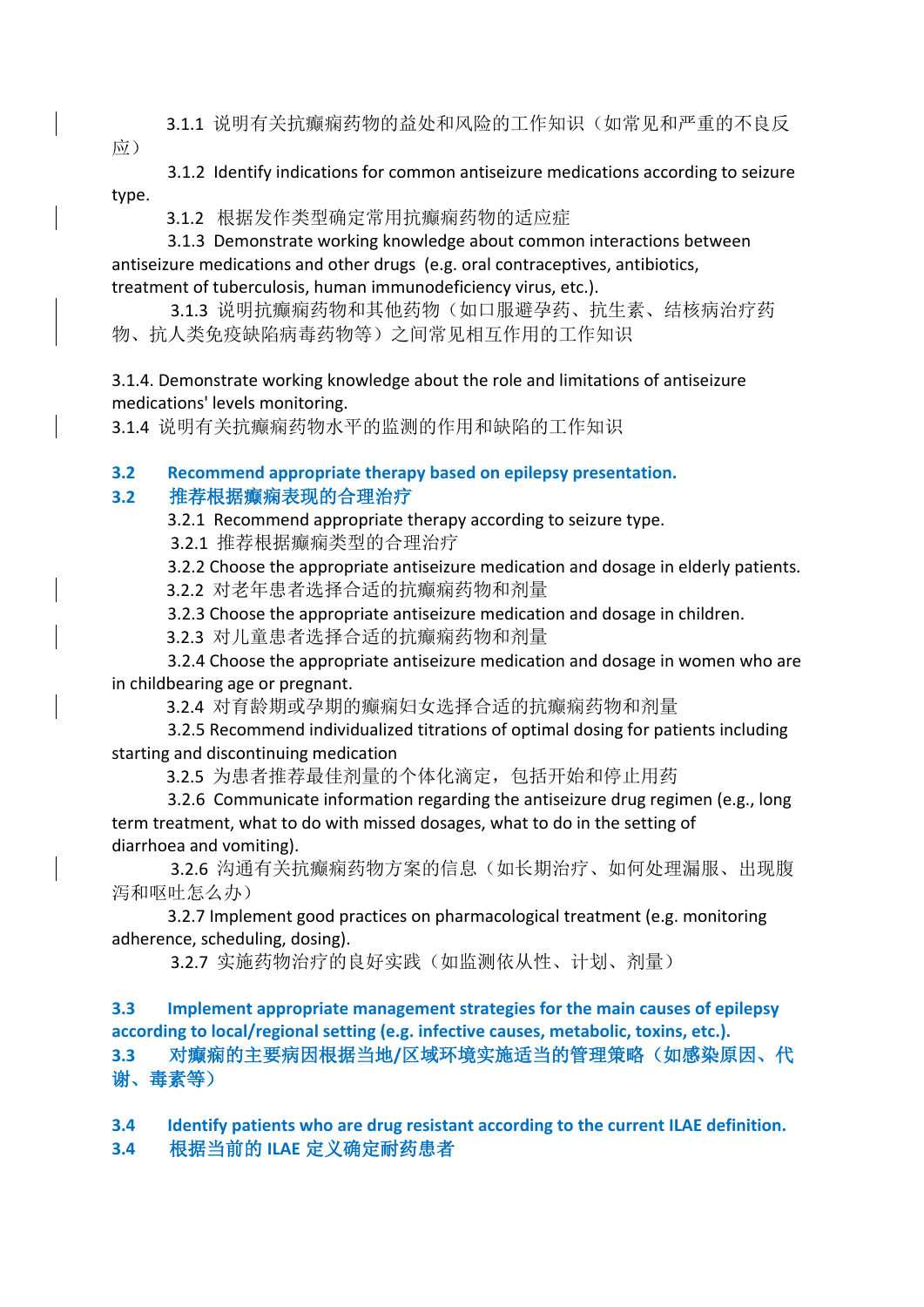3.1.1 说明有关抗癫痫药物的益处和风险的工作知识（如常见和严重的不良反应）

3.1.2 Identify indications for common antiseizure medications according to seizure type.

3.1.2 根据发作类型确定常用抗癫痫药物的适应症

3.1.3 Demonstrate working knowledge about common interactions between antiseizure medications and other drugs (e.g. oral contraceptives, antibiotics, treatment of tuberculosis, human immunodeficiency virus, etc.).

3.1.3 说明抗癫痫药物和其他药物（如口服避孕药、抗生素、结核病治疗药物、抗人类免疫缺陷病毒药物等）之间常见相互作用的工作知识

3.1.4. Demonstrate working knowledge about the role and limitations of antiseizure medications' levels monitoring.

3.1.4 说明有关抗癫痫药物水平的监测的作用和缺陷的工作知识

### 3.2 Recommend appropriate therapy based on epilepsy presentation.

### 3.2 推荐根据癫痫表现的合理治疗

3.2.1 Recommend appropriate therapy according to seizure type.

3.2.1 推荐根据癫痫类型的合理治疗

3.2.2 Choose the appropriate antiseizure medication and dosage in elderly patients.

3.2.2 对老年患者选择合适的抗癫痫药物和剂量

3.2.3 Choose the appropriate antiseizure medication and dosage in children.

3.2.3 对儿童患者选择合适的抗癫痫药物和剂量

3.2.4 Choose the appropriate antiseizure medication and dosage in women who are in childbearing age or pregnant.

3.2.4 对育龄期或孕期的癫痫妇女选择合适的抗癫痫药物和剂量

3.2.5 Recommend individualized titrations of optimal dosing for patients including starting and discontinuing medication

3.2.5 为患者推荐最佳剂量的个体化滴定，包括开始和停止用药

3.2.6 Communicate information regarding the antiseizure drug regimen (e.g., long term treatment, what to do with missed dosages, what to do in the setting of diarrhoea and vomiting).

3.2.6 沟通有关抗癫痫药物方案的信息（如长期治疗、如何处理漏服、出现腹泻和呕吐怎么办）

3.2.7 Implement good practices on pharmacological treatment (e.g. monitoring adherence, scheduling, dosing).

3.2.7 实施药物治疗的良好实践（如监测依从性、计划、剂量）

### 3.3 Implement appropriate management strategies for the main causes of epilepsy according to local/regional setting (e.g. infective causes, metabolic, toxins, etc.).

### 3.3 对癫痫的主要病因根据当地/区域环境实施适当的管理策略（如感染原因、代谢、毒素等）

### 3.4 Identify patients who are drug resistant according to the current ILAE definition.

### 3.4 根据当前的 ILAE 定义确定耐药患者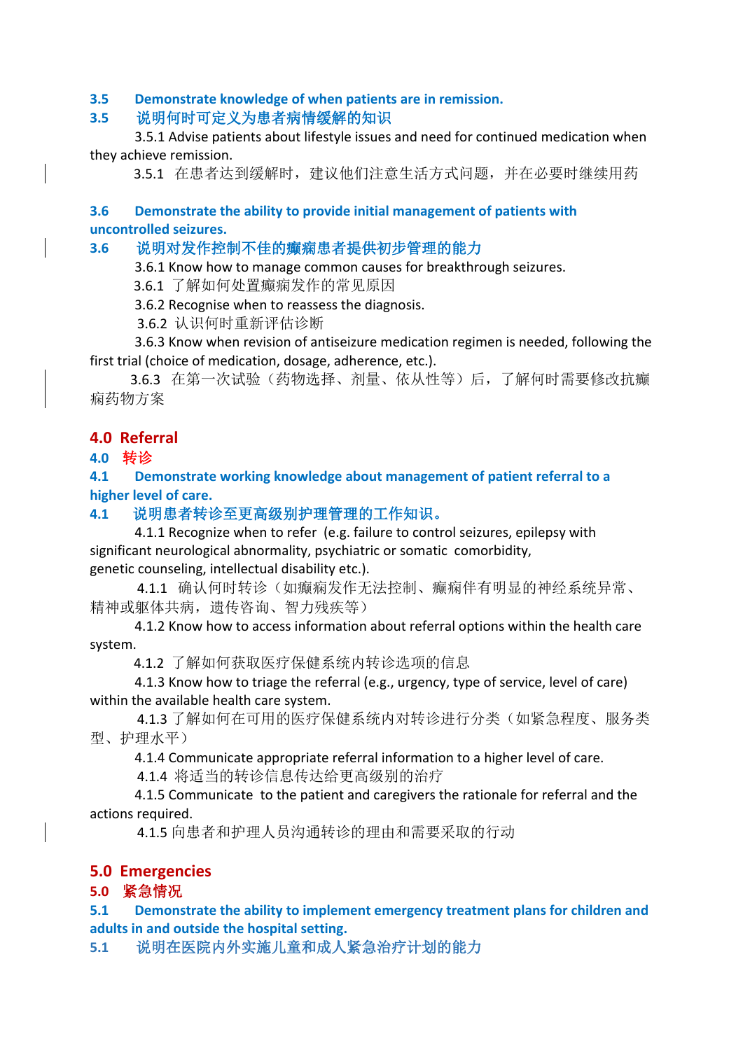**3.5 Demonstrate knowledge of when patients are in remission.**

**3.5 说明何时可定义为患者病情缓解的知识**

3.5.1 Advise patients about lifestyle issues and need for continued medication when they achieve remission.

3.5.1 在患者达到缓解时，建议他们注意生活方式问题，并在必要时继续用药

**3.6 Demonstrate the ability to provide initial management of patients with uncontrolled seizures.**

**3.6 说明对发作控制不佳的癫痫患者提供初步管理的能力**

3.6.1 Know how to manage common causes for breakthrough seizures.

3.6.1 了解如何处置癫痫发作的常见原因

3.6.2 Recognise when to reassess the diagnosis.

3.6.2 认识何时重新评估诊断

3.6.3 Know when revision of antiseizure medication regimen is needed, following the first trial (choice of medication, dosage, adherence, etc.).

3.6.3 在第一次试验（药物选择、剂量、依从性等）后，了解何时需要修改抗癫痫药物方案

## 4.0 Referral

## 4.0 转诊

**4.1 Demonstrate working knowledge about management of patient referral to a higher level of care.**

**4.1 说明患者转诊至更高级别护理管理的工作知识。**

4.1.1 Recognize when to refer (e.g. failure to control seizures, epilepsy with significant neurological abnormality, psychiatric or somatic comorbidity, genetic counseling, intellectual disability etc.).

4.1.1 确认何时转诊（如癫痫发作无法控制、癫痫伴有明显的神经系统异常、精神或躯体共病，遗传咨询、智力残疾等）

4.1.2 Know how to access information about referral options within the health care system.

4.1.2 了解如何获取医疗保健系统内转诊选项的信息

4.1.3 Know how to triage the referral (e.g., urgency, type of service, level of care) within the available health care system.

4.1.3 了解如何在可用的医疗保健系统内对转诊进行分类（如紧急程度、服务类型、护理水平）

4.1.4 Communicate appropriate referral information to a higher level of care.

4.1.4 将适当的转诊信息传达给更高级别的治疗

4.1.5 Communicate to the patient and caregivers the rationale for referral and the actions required.

4.1.5 向患者和护理人员沟通转诊的理由和需要采取的行动

## 5.0 Emergencies

## 5.0 紧急情况

**5.1 Demonstrate the ability to implement emergency treatment plans for children and adults in and outside the hospital setting.**

**5.1 说明在医院内外实施儿童和成人紧急治疗计划的能力**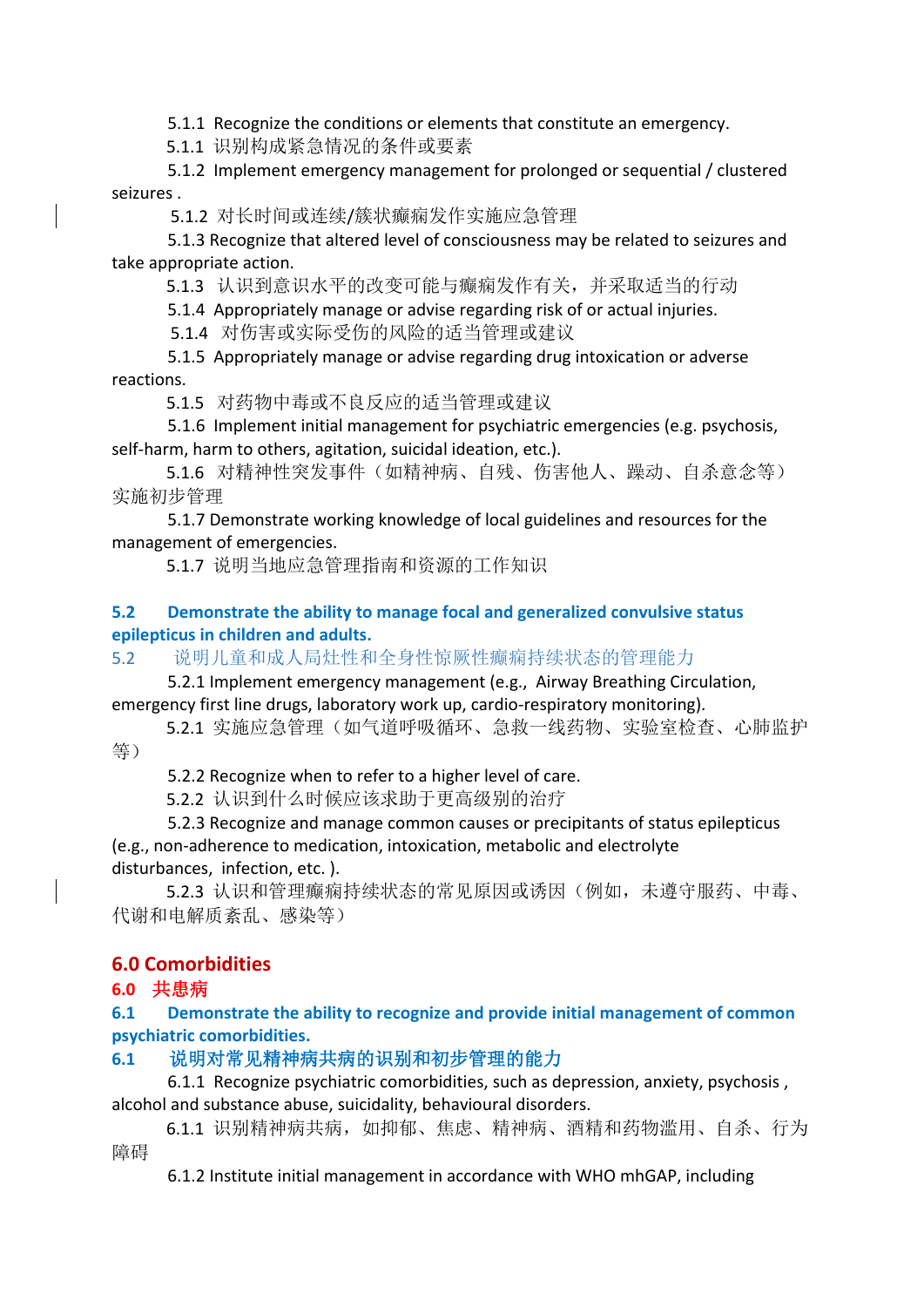5.1.1 Recognize the conditions or elements that constitute an emergency.

5.1.1 识别构成紧急情况的条件或要素

5.1.2 Implement emergency management for prolonged or sequential / clustered seizures .

5.1.2 对长时间或连续/簇状癫痫发作实施应急管理

5.1.3 Recognize that altered level of consciousness may be related to seizures and take appropriate action.

5.1.3 认识到意识水平的改变可能与癫痫发作有关，并采取适当的行动

5.1.4 Appropriately manage or advise regarding risk of or actual injuries.

5.1.4 对伤害或实际受伤的风险的适当管理或建议

5.1.5 Appropriately manage or advise regarding drug intoxication or adverse reactions.

5.1.5 对药物中毒或不良反应的适当管理或建议

5.1.6 Implement initial management for psychiatric emergencies (e.g. psychosis, self-harm, harm to others, agitation, suicidal ideation, etc.).

5.1.6 对精神性突发事件（如精神病、自残、伤害他人、躁动、自杀意念等）实施初步管理

5.1.7 Demonstrate working knowledge of local guidelines and resources for the management of emergencies.

5.1.7 说明当地应急管理指南和资源的工作知识

### 5.2 Demonstrate the ability to manage focal and generalized convulsive status epilepticus in children and adults.

### 5.2 说明儿童和成人局灶性和全身性惊厥性癫痫持续状态的管理能力

5.2.1 Implement emergency management (e.g., Airway Breathing Circulation, emergency first line drugs, laboratory work up, cardio-respiratory monitoring).

5.2.1 实施应急管理（如气道呼吸循环、急救一线药物、实验室检查、心肺监护等）

5.2.2 Recognize when to refer to a higher level of care.

5.2.2 认识到什么时候应该求助于更高级别的治疗

5.2.3 Recognize and manage common causes or precipitants of status epilepticus (e.g., non-adherence to medication, intoxication, metabolic and electrolyte disturbances, infection, etc. ).

5.2.3 认识和管理癫痫持续状态的常见原因或诱因（例如，未遵守服药、中毒、代谢和电解质紊乱、感染等）

## 6.0 Comorbidities

## 6.0 共患病

### 6.1 Demonstrate the ability to recognize and provide initial management of common psychiatric comorbidities.

### 6.1 说明对常见精神病共病的识别和初步管理的能力

6.1.1 Recognize psychiatric comorbidities, such as depression, anxiety, psychosis , alcohol and substance abuse, suicidality, behavioural disorders.

6.1.1 识别精神病共病，如抑郁、焦虑、精神病、酒精和药物滥用、自杀、行为障碍

6.1.2 Institute initial management in accordance with WHO mhGAP, including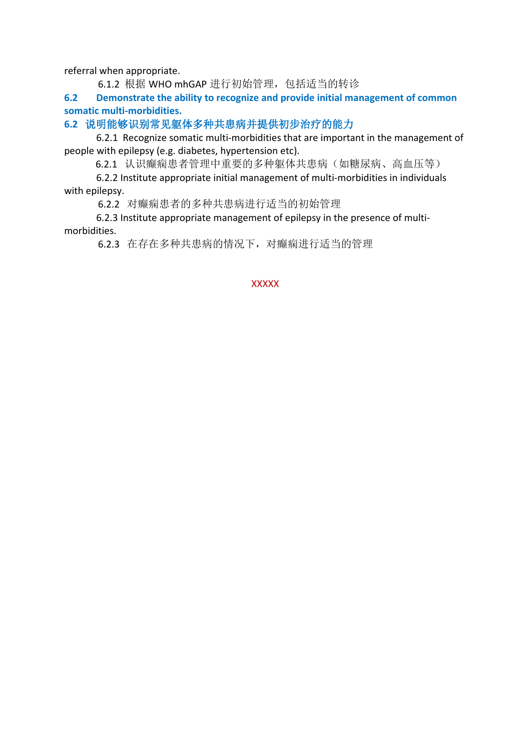referral when appropriate.

6.1.2 根据 WHO mhGAP 进行初始管理，包括适当的转诊

### 6.2 Demonstrate the ability to recognize and provide initial management of common somatic multi-morbidities.

### 6.2 说明能够识别常见躯体多种共患病并提供初步治疗的能力

6.2.1 Recognize somatic multi-morbidities that are important in the management of people with epilepsy (e.g. diabetes, hypertension etc).

6.2.1 认识癫痫患者管理中重要的多种躯体共患病（如糖尿病、高血压等）

6.2.2 Institute appropriate initial management of multi-morbidities in individuals with epilepsy.

6.2.2 对癫痫患者的多种共患病进行适当的初始管理

6.2.3 Institute appropriate management of epilepsy in the presence of multi-morbidities.

6.2.3 在存在多种共患病的情况下，对癫痫进行适当的管理

XXXXX